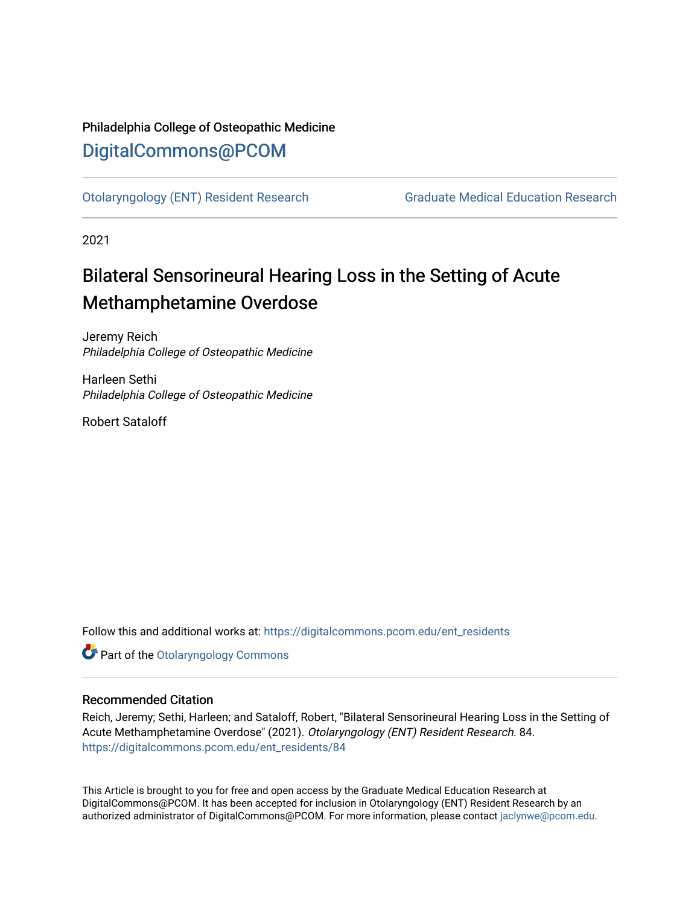Philadelphia College of Osteopathic Medicine

# DigitalCommons@PCOM

Otolaryngology (ENT) Resident Research | Graduate Medical Education Research

2021

# Bilateral Sensorineural Hearing Loss in the Setting of Acute Methamphetamine Overdose

Jeremy Reich
*Philadelphia College of Osteopathic Medicine*

Harleen Sethi
*Philadelphia College of Osteopathic Medicine*

Robert Sataloff

Follow this and additional works at: https://digitalcommons.pcom.edu/ent_residents

Part of the Otolaryngology Commons

## Recommended Citation

Reich, Jeremy; Sethi, Harleen; and Sataloff, Robert, "Bilateral Sensorineural Hearing Loss in the Setting of Acute Methamphetamine Overdose" (2021). *Otolaryngology (ENT) Resident Research*. 84.
https://digitalcommons.pcom.edu/ent_residents/84

This Article is brought to you for free and open access by the Graduate Medical Education Research at DigitalCommons@PCOM. It has been accepted for inclusion in Otolaryngology (ENT) Resident Research by an authorized administrator of DigitalCommons@PCOM. For more information, please contact jaclynwe@pcom.edu.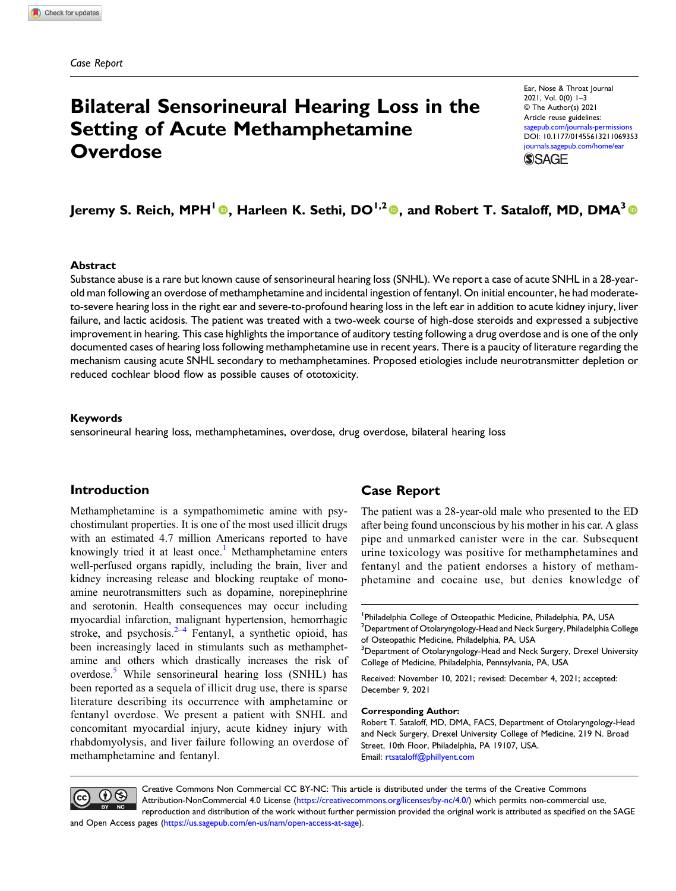Case Report

# Bilateral Sensorineural Hearing Loss in the Setting of Acute Methamphetamine Overdose

Ear, Nose & Throat Journal
2021, Vol. 0(0) 1–3
© The Author(s) 2021
Article reuse guidelines:
sagepub.com/journals-permissions
DOI: 10.1177/01455613211069353
journals.sagepub.com/home/ear

**Jeremy S. Reich, MPH[1], Harleen K. Sethi, DO[1,2], and Robert T. Sataloff, MD, DMA[3]**

## Abstract

Substance abuse is a rare but known cause of sensorineural hearing loss (SNHL). We report a case of acute SNHL in a 28-year-old man following an overdose of methamphetamine and incidental ingestion of fentanyl. On initial encounter, he had moderate-to-severe hearing loss in the right ear and severe-to-profound hearing loss in the left ear in addition to acute kidney injury, liver failure, and lactic acidosis. The patient was treated with a two-week course of high-dose steroids and expressed a subjective improvement in hearing. This case highlights the importance of auditory testing following a drug overdose and is one of the only documented cases of hearing loss following methamphetamine use in recent years. There is a paucity of literature regarding the mechanism causing acute SNHL secondary to methamphetamines. Proposed etiologies include neurotransmitter depletion or reduced cochlear blood flow as possible causes of ototoxicity.

## Keywords

sensorineural hearing loss, methamphetamines, overdose, drug overdose, bilateral hearing loss

## Introduction

Methamphetamine is a sympathomimetic amine with psychostimulant properties. It is one of the most used illicit drugs with an estimated 4.7 million Americans reported to have knowingly tried it at least once.[1] Methamphetamine enters well-perfused organs rapidly, including the brain, liver and kidney increasing release and blocking reuptake of monoamine neurotransmitters such as dopamine, norepinephrine and serotonin. Health consequences may occur including myocardial infarction, malignant hypertension, hemorrhagic stroke, and psychosis.[2–4] Fentanyl, a synthetic opioid, has been increasingly laced in stimulants such as methamphetamine and others which drastically increases the risk of overdose.[5] While sensorineural hearing loss (SNHL) has been reported as a sequela of illicit drug use, there is sparse literature describing its occurrence with amphetamine or fentanyl overdose. We present a patient with SNHL and concomitant myocardial injury, acute kidney injury with rhabdomyolysis, and liver failure following an overdose of methamphetamine and fentanyl.

## Case Report

The patient was a 28-year-old male who presented to the ED after being found unconscious by his mother in his car. A glass pipe and unmarked canister were in the car. Subsequent urine toxicology was positive for methamphetamines and fentanyl and the patient endorses a history of methamphetamine and cocaine use, but denies knowledge of

[1]Philadelphia College of Osteopathic Medicine, Philadelphia, PA, USA
[2]Department of Otolaryngology-Head and Neck Surgery, Philadelphia College of Osteopathic Medicine, Philadelphia, PA, USA
[3]Department of Otolaryngology-Head and Neck Surgery, Drexel University College of Medicine, Philadelphia, Pennsylvania, PA, USA

Received: November 10, 2021; revised: December 4, 2021; accepted: December 9, 2021

**Corresponding Author:**
Robert T. Sataloff, MD, DMA, FACS, Department of Otolaryngology-Head and Neck Surgery, Drexel University College of Medicine, 219 N. Broad Street, 10th Floor, Philadelphia, PA 19107, USA.
Email: rtsataloff@phillyent.com

Creative Commons Non Commercial CC BY-NC: This article is distributed under the terms of the Creative Commons Attribution-NonCommercial 4.0 License (https://creativecommons.org/licenses/by-nc/4.0/) which permits non-commercial use, reproduction and distribution of the work without further permission provided the original work is attributed as specified on the SAGE and Open Access pages (https://us.sagepub.com/en-us/nam/open-access-at-sage).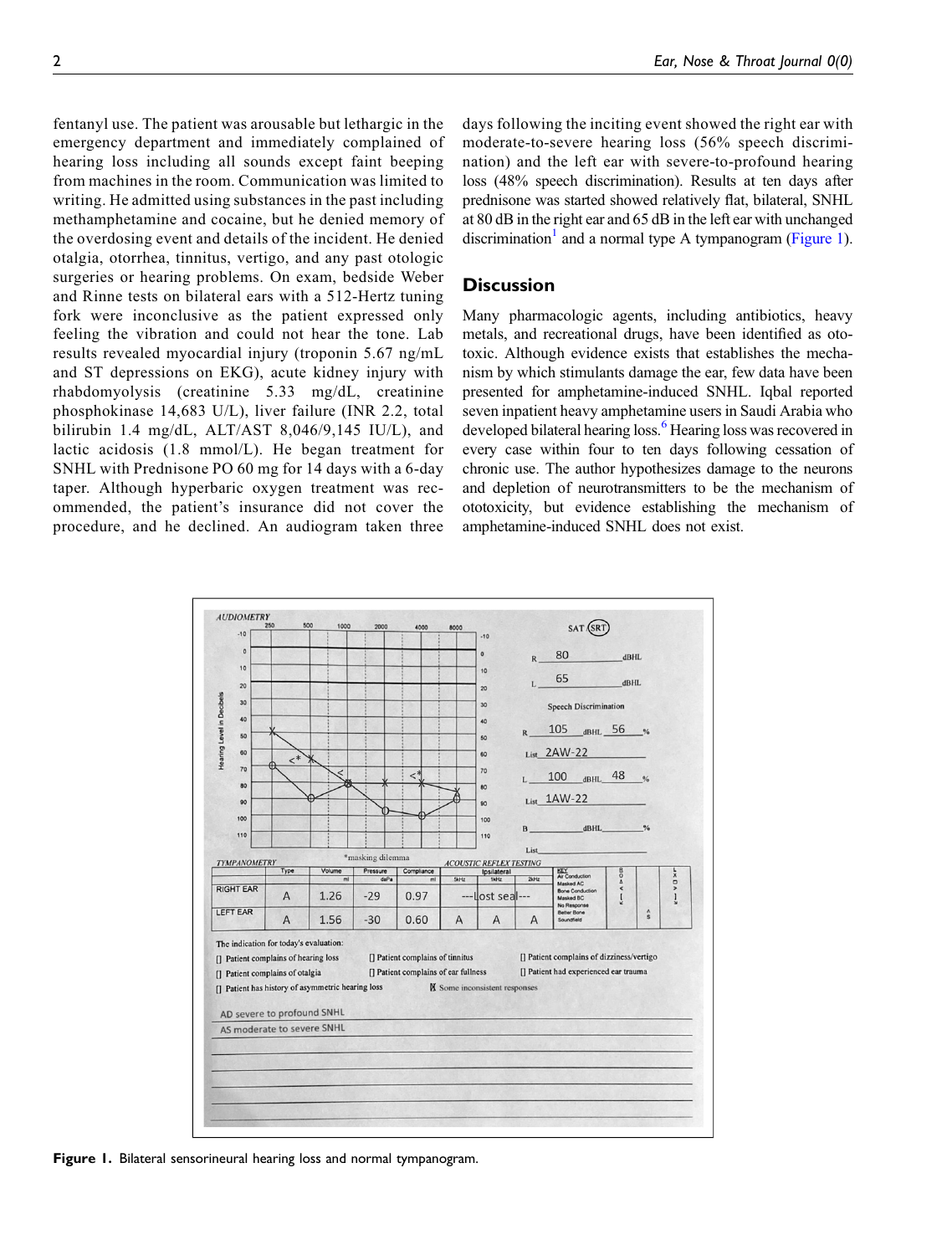fentanyl use. The patient was arousable but lethargic in the emergency department and immediately complained of hearing loss including all sounds except faint beeping from machines in the room. Communication was limited to writing. He admitted using substances in the past including methamphetamine and cocaine, but he denied memory of the overdosing event and details of the incident. He denied otalgia, otorrhea, tinnitus, vertigo, and any past otologic surgeries or hearing problems. On exam, bedside Weber and Rinne tests on bilateral ears with a 512-Hertz tuning fork were inconclusive as the patient expressed only feeling the vibration and could not hear the tone. Lab results revealed myocardial injury (troponin 5.67 ng/mL and ST depressions on EKG), acute kidney injury with rhabdomyolysis (creatinine 5.33 mg/dL, creatinine phosphokinase 14,683 U/L), liver failure (INR 2.2, total bilirubin 1.4 mg/dL, ALT/AST 8,046/9,145 IU/L), and lactic acidosis (1.8 mmol/L). He began treatment for SNHL with Prednisone PO 60 mg for 14 days with a 6-day taper. Although hyperbaric oxygen treatment was recommended, the patient's insurance did not cover the procedure, and he declined. An audiogram taken three days following the inciting event showed the right ear with moderate-to-severe hearing loss (56% speech discrimination) and the left ear with severe-to-profound hearing loss (48% speech discrimination). Results at ten days after prednisone was started showed relatively flat, bilateral, SNHL at 80 dB in the right ear and 65 dB in the left ear with unchanged discrimination[1] and a normal type A tympanogram (Figure 1).

## Discussion

Many pharmacologic agents, including antibiotics, heavy metals, and recreational drugs, have been identified as ototoxic. Although evidence exists that establishes the mechanism by which stimulants damage the ear, few data have been presented for amphetamine-induced SNHL. Iqbal reported seven inpatient heavy amphetamine users in Saudi Arabia who developed bilateral hearing loss.[6] Hearing loss was recovered in every case within four to ten days following cessation of chronic use. The author hypothesizes damage to the neurons and depletion of neurotransmitters to be the mechanism of ototoxicity, but evidence establishing the mechanism of amphetamine-induced SNHL does not exist.

AUDIOMETRY

SAT (SRT)

R 80 dBHL

L 65 dBHL

Speech Discrimination

R 105 dBHL 56 %

List 2AW-22

L 100 dBHL 48 %

List 1AW-22

B ___ dBHL ___ %

List

*masking dilemma

TYMPANOMETRY / ACOUSTIC REFLEX TESTING

| | Type | Volume (ml) | Pressure (daPa) | Compliance (ml) | Ipsilateral .5kHz | Ipsilateral 1kHz | Ipsilateral 2kHz |
|---|---|---|---|---|---|---|---|
| RIGHT EAR | A | 1.26 | -29 | 0.97 | ---lost seal--- | | |
| LEFT EAR | A | 1.56 | -30 | 0.60 | A | A | A |

The indication for today's evaluation:

- [] Patient complains of hearing loss
- [] Patient complains of tinnitus
- [] Patient complains of dizziness/vertigo
- [] Patient complains of otalgia
- [] Patient complains of ear fullness
- [] Patient had experienced ear trauma
- [] Patient has history of asymmetric hearing loss
- [X] Some inconsistent responses

AD severe to profound SNHL

AS moderate to severe SNHL

**Figure 1.** Bilateral sensorineural hearing loss and normal tympanogram.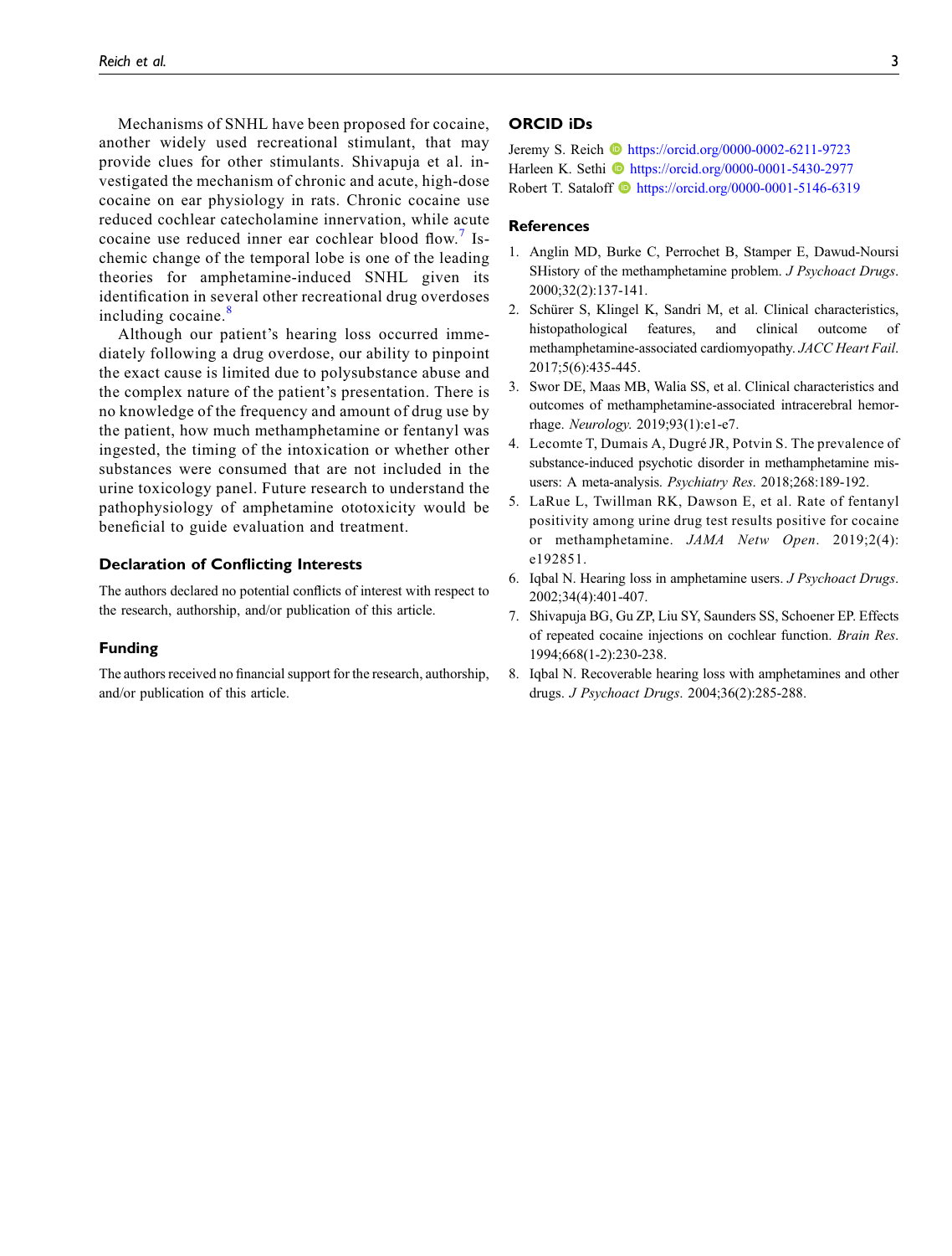Mechanisms of SNHL have been proposed for cocaine, another widely used recreational stimulant, that may provide clues for other stimulants. Shivapuja et al. investigated the mechanism of chronic and acute, high-dose cocaine on ear physiology in rats. Chronic cocaine use reduced cochlear catecholamine innervation, while acute cocaine use reduced inner ear cochlear blood flow.[7] Ischemic change of the temporal lobe is one of the leading theories for amphetamine-induced SNHL given its identification in several other recreational drug overdoses including cocaine.[8]

Although our patient's hearing loss occurred immediately following a drug overdose, our ability to pinpoint the exact cause is limited due to polysubstance abuse and the complex nature of the patient's presentation. There is no knowledge of the frequency and amount of drug use by the patient, how much methamphetamine or fentanyl was ingested, the timing of the intoxication or whether other substances were consumed that are not included in the urine toxicology panel. Future research to understand the pathophysiology of amphetamine ototoxicity would be beneficial to guide evaluation and treatment.

## Declaration of Conflicting Interests

The authors declared no potential conflicts of interest with respect to the research, authorship, and/or publication of this article.

## Funding

The authors received no financial support for the research, authorship, and/or publication of this article.

## ORCID iDs

Jeremy S. Reich https://orcid.org/0000-0002-6211-9723
Harleen K. Sethi https://orcid.org/0000-0001-5430-2977
Robert T. Sataloff https://orcid.org/0000-0001-5146-6319

## References

1. Anglin MD, Burke C, Perrochet B, Stamper E, Dawud-Noursi SHistory of the methamphetamine problem. *J Psychoact Drugs*. 2000;32(2):137-141.
2. Schürer S, Klingel K, Sandri M, et al. Clinical characteristics, histopathological features, and clinical outcome of methamphetamine-associated cardiomyopathy. *JACC Heart Fail*. 2017;5(6):435-445.
3. Swor DE, Maas MB, Walia SS, et al. Clinical characteristics and outcomes of methamphetamine-associated intracerebral hemorrhage. *Neurology*. 2019;93(1):e1-e7.
4. Lecomte T, Dumais A, Dugré JR, Potvin S. The prevalence of substance-induced psychotic disorder in methamphetamine misusers: A meta-analysis. *Psychiatry Res*. 2018;268:189-192.
5. LaRue L, Twillman RK, Dawson E, et al. Rate of fentanyl positivity among urine drug test results positive for cocaine or methamphetamine. *JAMA Netw Open*. 2019;2(4):e192851.
6. Iqbal N. Hearing loss in amphetamine users. *J Psychoact Drugs*. 2002;34(4):401-407.
7. Shivapuja BG, Gu ZP, Liu SY, Saunders SS, Schoener EP. Effects of repeated cocaine injections on cochlear function. *Brain Res*. 1994;668(1-2):230-238.
8. Iqbal N. Recoverable hearing loss with amphetamines and other drugs. *J Psychoact Drugs*. 2004;36(2):285-288.